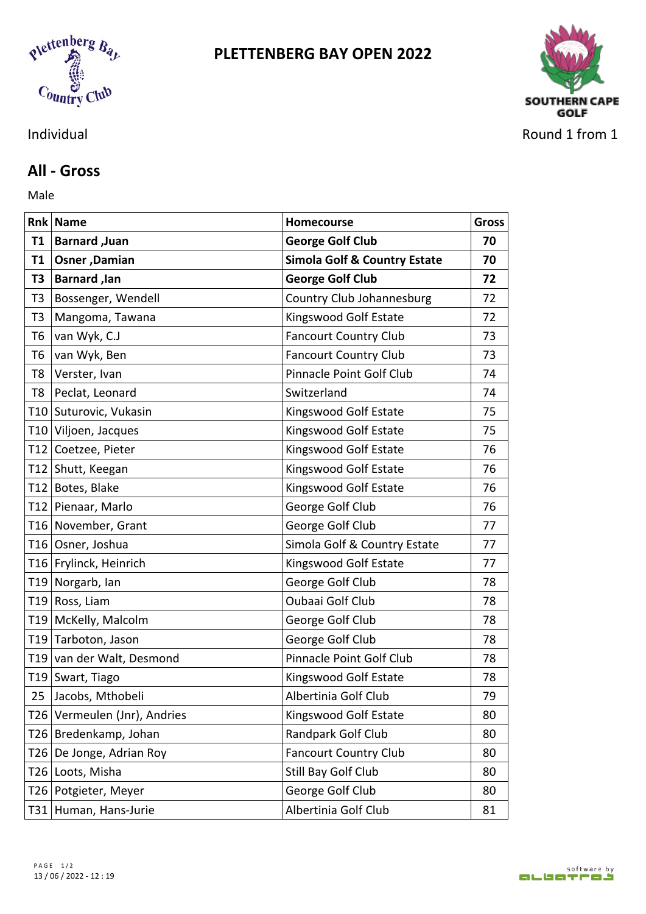# PLETTENBERG BAY OPEN 2022

Individual

Round 1 from 1

## All - Gross

Male

| Rnk | Name | Homecourse | Gross |
|---|---|---|---|
| **T1** | **Barnard ,Juan** | **George Golf Club** | **70** |
| **T1** | **Osner ,Damian** | **Simola Golf & Country Estate** | **70** |
| **T3** | **Barnard ,Ian** | **George Golf Club** | **72** |
| T3 | Bossenger, Wendell | Country Club Johannesburg | 72 |
| T3 | Mangoma, Tawana | Kingswood Golf Estate | 72 |
| T6 | van Wyk, C.J | Fancourt Country Club | 73 |
| T6 | van Wyk, Ben | Fancourt Country Club | 73 |
| T8 | Verster, Ivan | Pinnacle Point Golf Club | 74 |
| T8 | Peclat, Leonard | Switzerland | 74 |
| T10 | Suturovic, Vukasin | Kingswood Golf Estate | 75 |
| T10 | Viljoen, Jacques | Kingswood Golf Estate | 75 |
| T12 | Coetzee, Pieter | Kingswood Golf Estate | 76 |
| T12 | Shutt, Keegan | Kingswood Golf Estate | 76 |
| T12 | Botes, Blake | Kingswood Golf Estate | 76 |
| T12 | Pienaar, Marlo | George Golf Club | 76 |
| T16 | November, Grant | George Golf Club | 77 |
| T16 | Osner, Joshua | Simola Golf & Country Estate | 77 |
| T16 | Frylinck, Heinrich | Kingswood Golf Estate | 77 |
| T19 | Norgarb, Ian | George Golf Club | 78 |
| T19 | Ross, Liam | Oubaai Golf Club | 78 |
| T19 | McKelly, Malcolm | George Golf Club | 78 |
| T19 | Tarboton, Jason | George Golf Club | 78 |
| T19 | van der Walt, Desmond | Pinnacle Point Golf Club | 78 |
| T19 | Swart, Tiago | Kingswood Golf Estate | 78 |
| 25 | Jacobs, Mthobeli | Albertinia Golf Club | 79 |
| T26 | Vermeulen (Jnr), Andries | Kingswood Golf Estate | 80 |
| T26 | Bredenkamp, Johan | Randpark Golf Club | 80 |
| T26 | De Jonge, Adrian Roy | Fancourt Country Club | 80 |
| T26 | Loots, Misha | Still Bay Golf Club | 80 |
| T26 | Potgieter, Meyer | George Golf Club | 80 |
| T31 | Human, Hans-Jurie | Albertinia Golf Club | 81 |

13 / 06 / 2022 - 12 : 19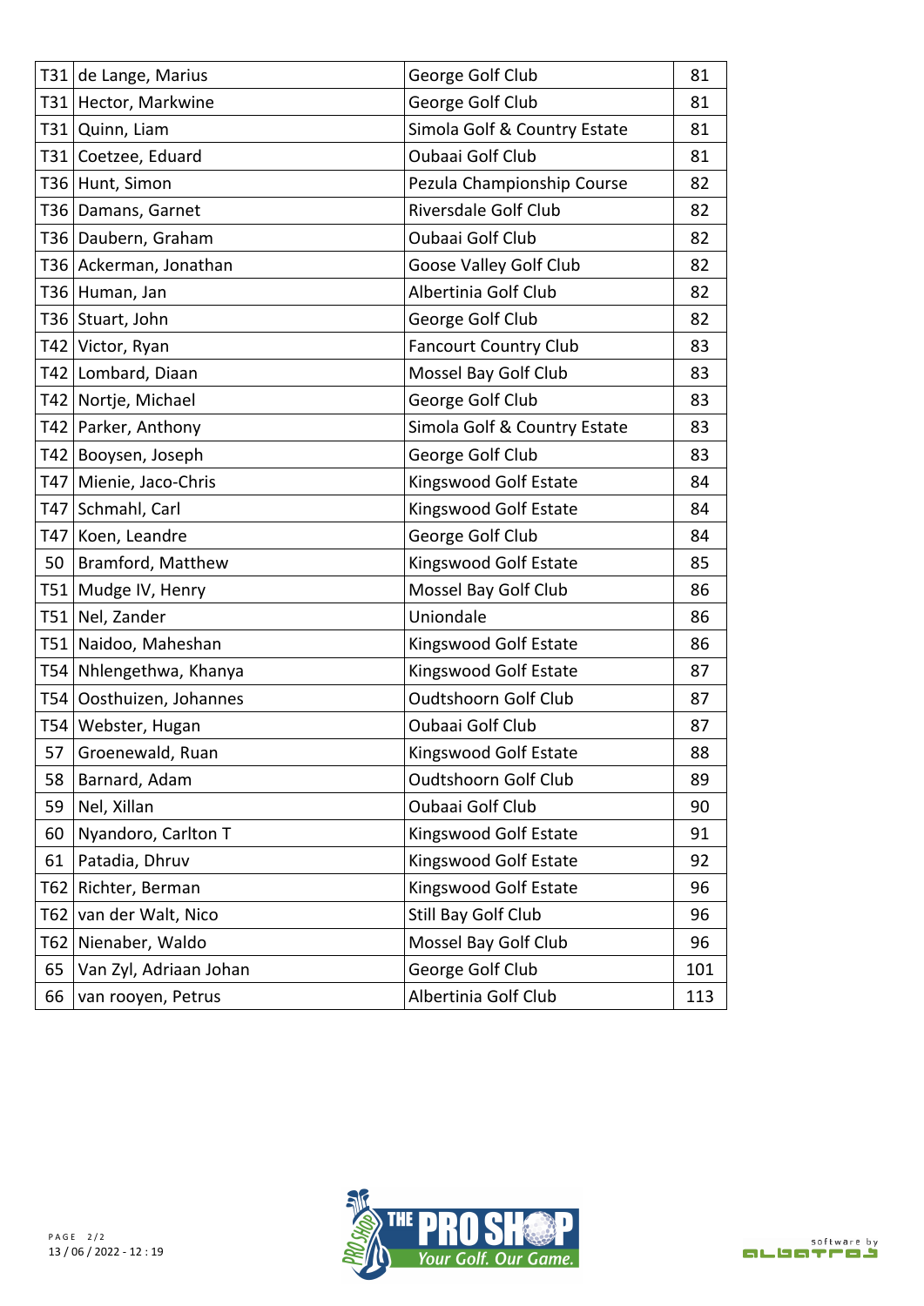| | | | |
|---|---|---|---|
| T31 | de Lange, Marius | George Golf Club | 81 |
| T31 | Hector, Markwine | George Golf Club | 81 |
| T31 | Quinn, Liam | Simola Golf & Country Estate | 81 |
| T31 | Coetzee, Eduard | Oubaai Golf Club | 81 |
| T36 | Hunt, Simon | Pezula Championship Course | 82 |
| T36 | Damans, Garnet | Riversdale Golf Club | 82 |
| T36 | Daubern, Graham | Oubaai Golf Club | 82 |
| T36 | Ackerman, Jonathan | Goose Valley Golf Club | 82 |
| T36 | Human, Jan | Albertinia Golf Club | 82 |
| T36 | Stuart, John | George Golf Club | 82 |
| T42 | Victor, Ryan | Fancourt Country Club | 83 |
| T42 | Lombard, Diaan | Mossel Bay Golf Club | 83 |
| T42 | Nortje, Michael | George Golf Club | 83 |
| T42 | Parker, Anthony | Simola Golf & Country Estate | 83 |
| T42 | Booysen, Joseph | George Golf Club | 83 |
| T47 | Mienie, Jaco-Chris | Kingswood Golf Estate | 84 |
| T47 | Schmahl, Carl | Kingswood Golf Estate | 84 |
| T47 | Koen, Leandre | George Golf Club | 84 |
| 50 | Bramford, Matthew | Kingswood Golf Estate | 85 |
| T51 | Mudge IV, Henry | Mossel Bay Golf Club | 86 |
| T51 | Nel, Zander | Uniondale | 86 |
| T51 | Naidoo, Maheshan | Kingswood Golf Estate | 86 |
| T54 | Nhlengethwa, Khanya | Kingswood Golf Estate | 87 |
| T54 | Oosthuizen, Johannes | Oudtshoorn Golf Club | 87 |
| T54 | Webster, Hugan | Oubaai Golf Club | 87 |
| 57 | Groenewald, Ruan | Kingswood Golf Estate | 88 |
| 58 | Barnard, Adam | Oudtshoorn Golf Club | 89 |
| 59 | Nel, Xillan | Oubaai Golf Club | 90 |
| 60 | Nyandoro, Carlton T | Kingswood Golf Estate | 91 |
| 61 | Patadia, Dhruv | Kingswood Golf Estate | 92 |
| T62 | Richter, Berman | Kingswood Golf Estate | 96 |
| T62 | van der Walt, Nico | Still Bay Golf Club | 96 |
| T62 | Nienaber, Waldo | Mossel Bay Golf Club | 96 |
| 65 | Van Zyl, Adriaan Johan | George Golf Club | 101 |
| 66 | van rooyen, Petrus | Albertinia Golf Club | 113 |

13 / 06 / 2022 - 12 : 19

THE PRO SHOP Your Golf. Our Game.

software by albatros